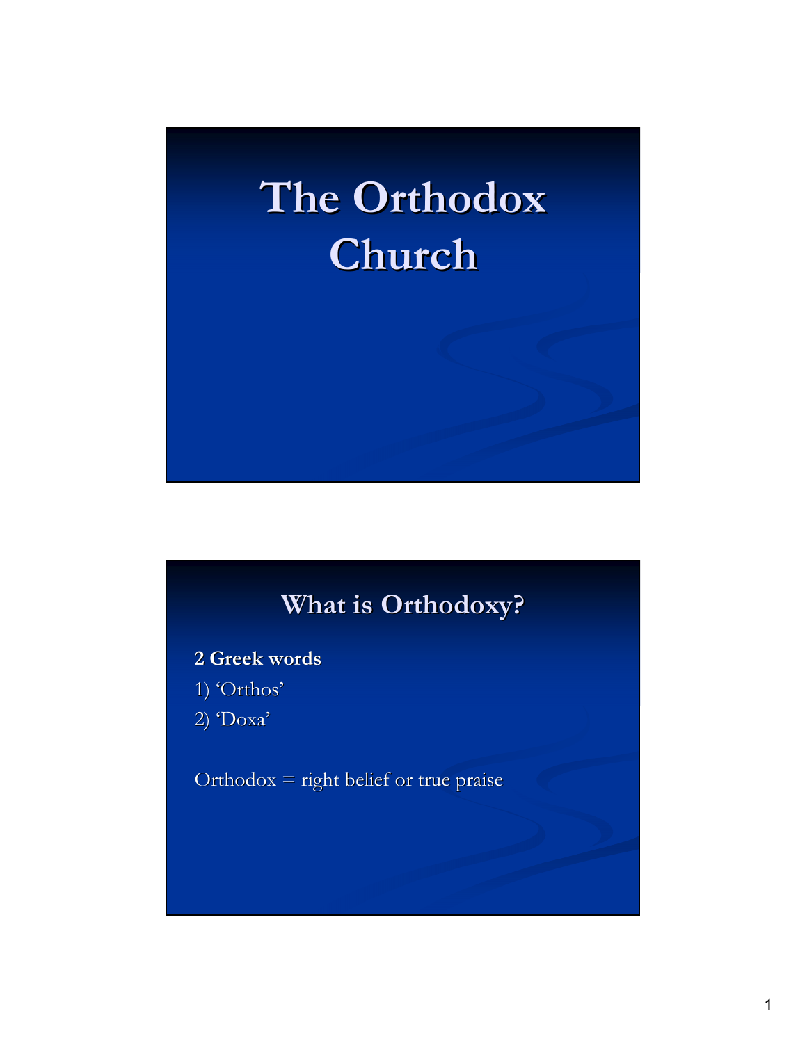# The Orthodox Church

## What is Orthodoxy?

**2 Greek words**

1) 'Orthos'
2) 'Doxa'

Orthodox = right belief or true praise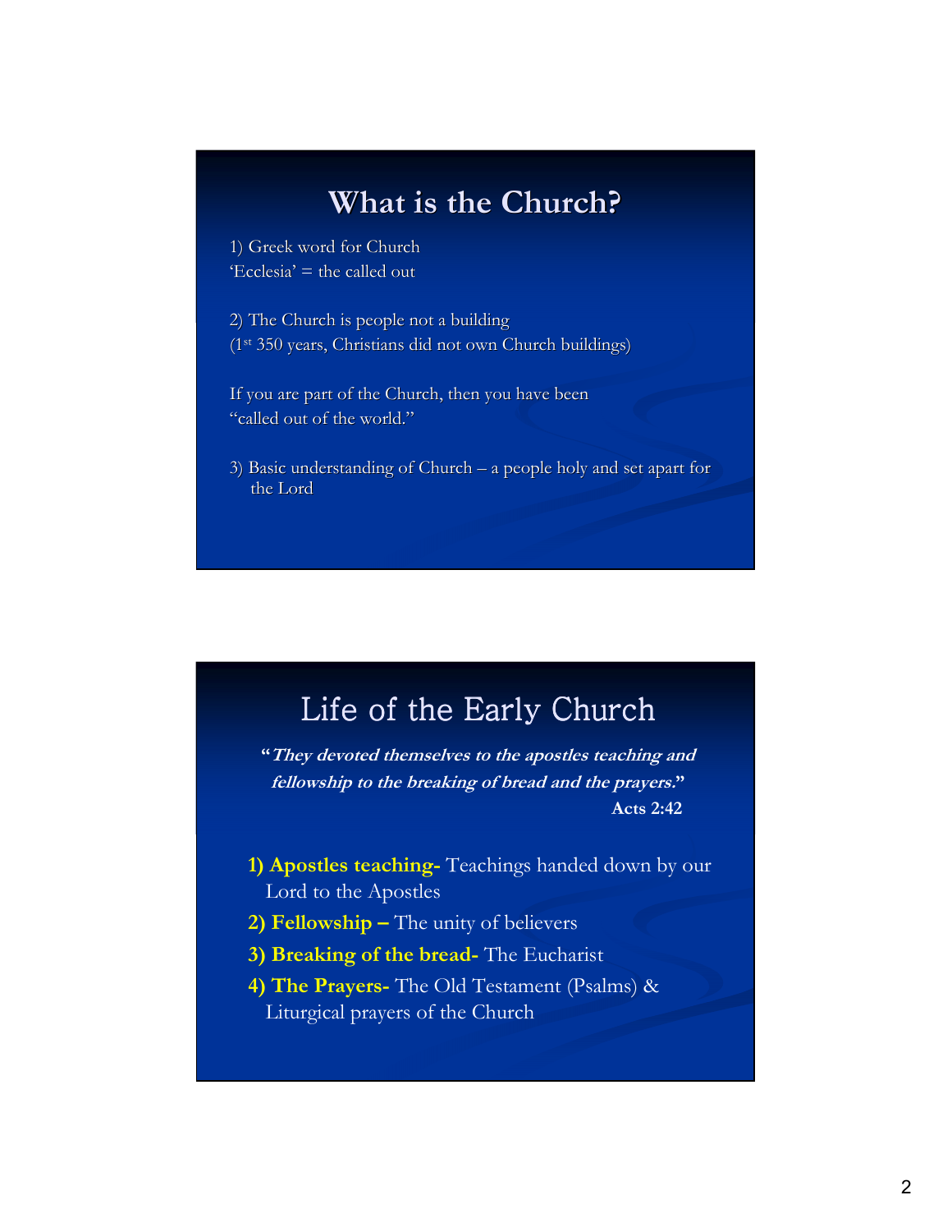## What is the Church?

1) Greek word for Church
'Ecclesia' = the called out

2) The Church is people not a building
(1st 350 years, Christians did not own Church buildings)

If you are part of the Church, then you have been "called out of the world."

3) Basic understanding of Church – a people holy and set apart for the Lord

## Life of the Early Church

"***They devoted themselves to the apostles teaching and fellowship to the breaking of bread and the prayers.***"
**Acts 2:42**

1) **Apostles teaching-** Teachings handed down by our Lord to the Apostles
2) **Fellowship –** The unity of believers
3) **Breaking of the bread-** The Eucharist
4) **The Prayers-** The Old Testament (Psalms) & Liturgical prayers of the Church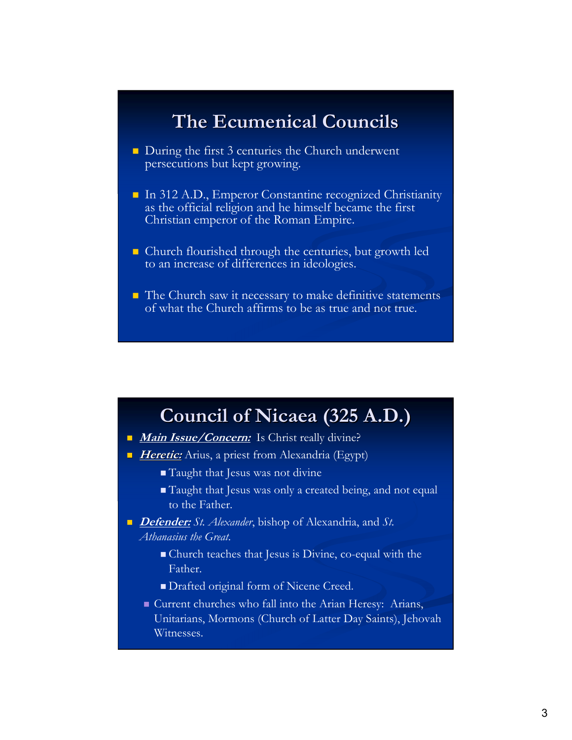## The Ecumenical Councils

- During the first 3 centuries the Church underwent persecutions but kept growing.
- In 312 A.D., Emperor Constantine recognized Christianity as the official religion and he himself became the first Christian emperor of the Roman Empire.
- Church flourished through the centuries, but growth led to an increase of differences in ideologies.
- The Church saw it necessary to make definitive statements of what the Church affirms to be as true and not true.

## Council of Nicaea (325 A.D.)

- ***Main Issue/Concern:*** Is Christ really divine?
- ***Heretic:*** Arius, a priest from Alexandria (Egypt)
  - Taught that Jesus was not divine
  - Taught that Jesus was only a created being, and not equal to the Father.
- ***Defender:*** *St. Alexander*, bishop of Alexandria, and *St. Athanasius the Great.*
  - Church teaches that Jesus is Divine, co-equal with the Father.
  - Drafted original form of Nicene Creed.
  - Current churches who fall into the Arian Heresy: Arians, Unitarians, Mormons (Church of Latter Day Saints), Jehovah Witnesses.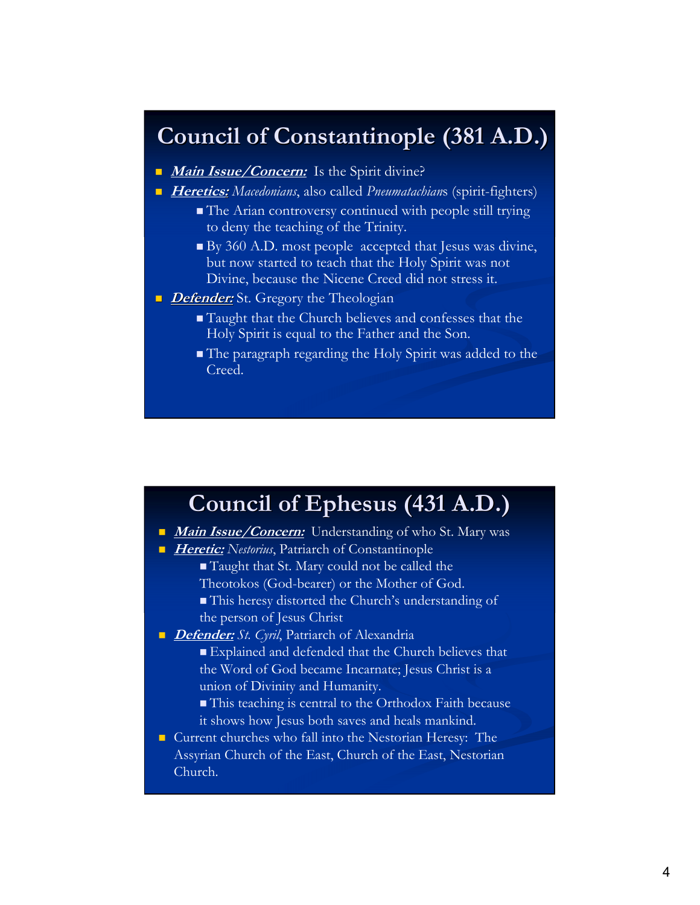## Council of Constantinople (381 A.D.)

- ***Main Issue/Concern:*** Is the Spirit divine?
- ***Heretics:*** *Macedonians*, also called *Pneumatachian*s (spirit-fighters)
  - The Arian controversy continued with people still trying to deny the teaching of the Trinity.
  - By 360 A.D. most people accepted that Jesus was divine, but now started to teach that the Holy Spirit was not Divine, because the Nicene Creed did not stress it.
- ***Defender:*** St. Gregory the Theologian
  - Taught that the Church believes and confesses that the Holy Spirit is equal to the Father and the Son.
  - The paragraph regarding the Holy Spirit was added to the Creed.

## Council of Ephesus (431 A.D.)

- ***Main Issue/Concern:*** Understanding of who St. Mary was
- ***Heretic:*** *Nestorius*, Patriarch of Constantinople
  - Taught that St. Mary could not be called the Theotokos (God-bearer) or the Mother of God.
  - This heresy distorted the Church's understanding of the person of Jesus Christ
- ***Defender:*** *St. Cyril*, Patriarch of Alexandria
  - Explained and defended that the Church believes that the Word of God became Incarnate; Jesus Christ is a union of Divinity and Humanity.
  - This teaching is central to the Orthodox Faith because it shows how Jesus both saves and heals mankind.
- Current churches who fall into the Nestorian Heresy: The Assyrian Church of the East, Church of the East, Nestorian Church.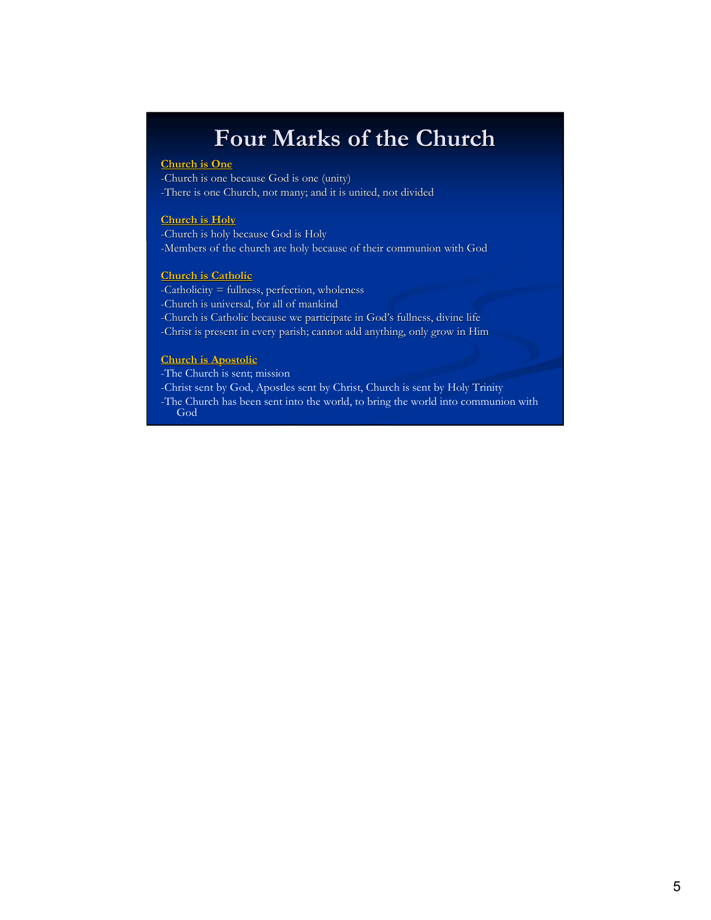# Four Marks of the Church

**Church is One**

-Church is one because God is one (unity)

-There is one Church, not many; and it is united, not divided

**Church is Holy**

-Church is holy because God is Holy

-Members of the church are holy because of their communion with God

**Church is Catholic**

-Catholicity = fullness, perfection, wholeness

-Church is universal, for all of mankind

-Church is Catholic because we participate in God's fullness, divine life

-Christ is present in every parish; cannot add anything, only grow in Him

**Church is Apostolic**

-The Church is sent; mission

-Christ sent by God, Apostles sent by Christ, Church is sent by Holy Trinity

-The Church has been sent into the world, to bring the world into communion with God